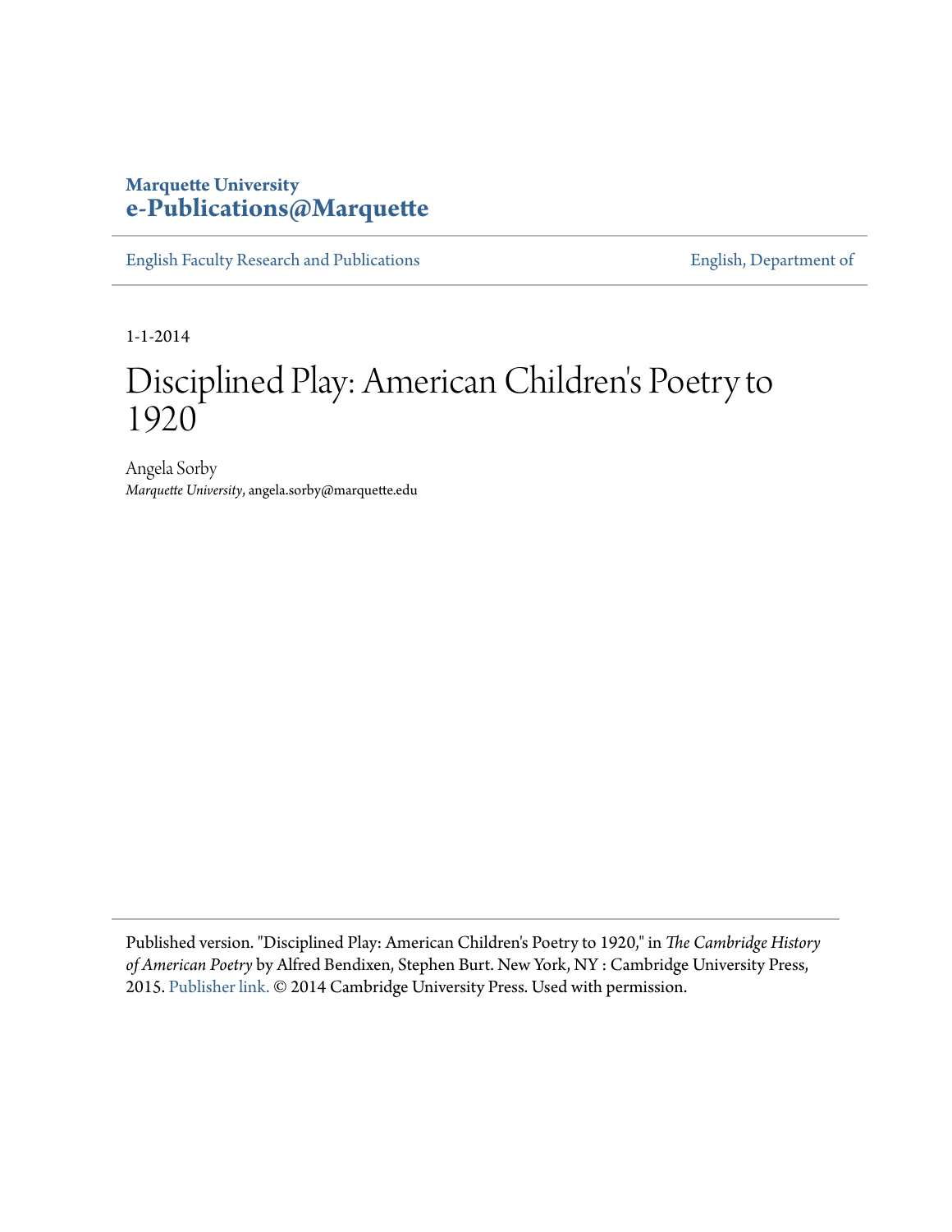**Marquette University**
**e-Publications@Marquette**

English Faculty Research and Publications | English, Department of

1-1-2014

# Disciplined Play: American Children's Poetry to 1920

Angela Sorby
*Marquette University*, angela.sorby@marquette.edu

Published version. "Disciplined Play: American Children's Poetry to 1920," in *The Cambridge History of American Poetry* by Alfred Bendixen, Stephen Burt. New York, NY : Cambridge University Press, 2015. Publisher link. © 2014 Cambridge University Press. Used with permission.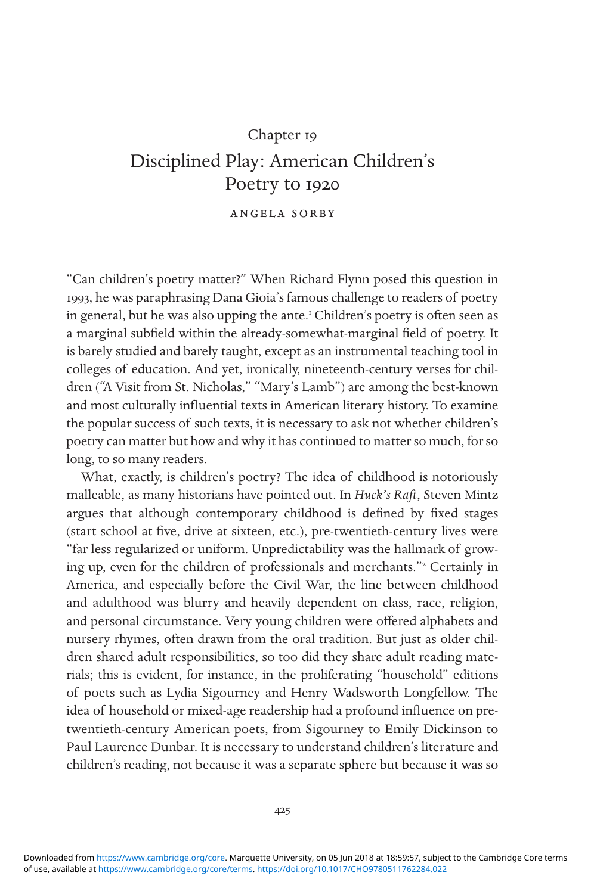# Chapter 19

# Disciplined Play: American Children's Poetry to 1920

ANGELA SORBY

"Can children's poetry matter?" When Richard Flynn posed this question in 1993, he was paraphrasing Dana Gioia's famous challenge to readers of poetry in general, but he was also upping the ante.[1] Children's poetry is often seen as a marginal subfield within the already-somewhat-marginal field of poetry. It is barely studied and barely taught, except as an instrumental teaching tool in colleges of education. And yet, ironically, nineteenth-century verses for children ("A Visit from St. Nicholas," "Mary's Lamb") are among the best-known and most culturally influential texts in American literary history. To examine the popular success of such texts, it is necessary to ask not whether children's poetry can matter but how and why it has continued to matter so much, for so long, to so many readers.

What, exactly, is children's poetry? The idea of childhood is notoriously malleable, as many historians have pointed out. In *Huck's Raft*, Steven Mintz argues that although contemporary childhood is defined by fixed stages (start school at five, drive at sixteen, etc.), pre-twentieth-century lives were "far less regularized or uniform. Unpredictability was the hallmark of growing up, even for the children of professionals and merchants."[2] Certainly in America, and especially before the Civil War, the line between childhood and adulthood was blurry and heavily dependent on class, race, religion, and personal circumstance. Very young children were offered alphabets and nursery rhymes, often drawn from the oral tradition. But just as older children shared adult responsibilities, so too did they share adult reading materials; this is evident, for instance, in the proliferating "household" editions of poets such as Lydia Sigourney and Henry Wadsworth Longfellow. The idea of household or mixed-age readership had a profound influence on pre-twentieth-century American poets, from Sigourney to Emily Dickinson to Paul Laurence Dunbar. It is necessary to understand children's literature and children's reading, not because it was a separate sphere but because it was so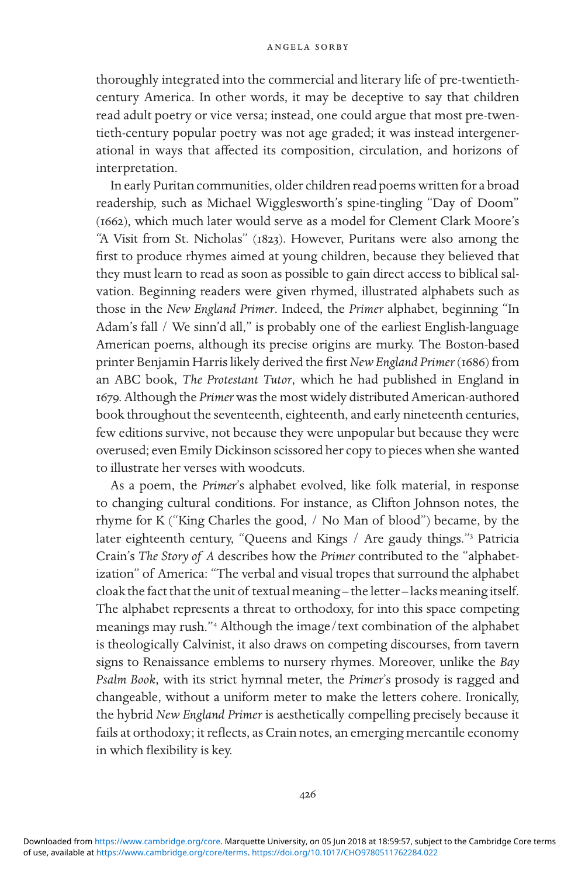thoroughly integrated into the commercial and literary life of pre-twentieth-century America. In other words, it may be deceptive to say that children read adult poetry or vice versa; instead, one could argue that most pre-twentieth-century popular poetry was not age graded; it was instead intergenerational in ways that affected its composition, circulation, and horizons of interpretation.

In early Puritan communities, older children read poems written for a broad readership, such as Michael Wigglesworth's spine-tingling "Day of Doom" (1662), which much later would serve as a model for Clement Clark Moore's "A Visit from St. Nicholas" (1823). However, Puritans were also among the first to produce rhymes aimed at young children, because they believed that they must learn to read as soon as possible to gain direct access to biblical salvation. Beginning readers were given rhymed, illustrated alphabets such as those in the *New England Primer*. Indeed, the *Primer* alphabet, beginning "In Adam's fall / We sinn'd all," is probably one of the earliest English-language American poems, although its precise origins are murky. The Boston-based printer Benjamin Harris likely derived the first *New England Primer* (1686) from an ABC book, *The Protestant Tutor*, which he had published in England in 1679. Although the *Primer* was the most widely distributed American-authored book throughout the seventeenth, eighteenth, and early nineteenth centuries, few editions survive, not because they were unpopular but because they were overused; even Emily Dickinson scissored her copy to pieces when she wanted to illustrate her verses with woodcuts.

As a poem, the *Primer*'s alphabet evolved, like folk material, in response to changing cultural conditions. For instance, as Clifton Johnson notes, the rhyme for K ("King Charles the good, / No Man of blood") became, by the later eighteenth century, "Queens and Kings / Are gaudy things."[3] Patricia Crain's *The Story of A* describes how the *Primer* contributed to the "alphabetization" of America: "The verbal and visual tropes that surround the alphabet cloak the fact that the unit of textual meaning – the letter – lacks meaning itself. The alphabet represents a threat to orthodoxy, for into this space competing meanings may rush."[4] Although the image/text combination of the alphabet is theologically Calvinist, it also draws on competing discourses, from tavern signs to Renaissance emblems to nursery rhymes. Moreover, unlike the *Bay Psalm Book*, with its strict hymnal meter, the *Primer*'s prosody is ragged and changeable, without a uniform meter to make the letters cohere. Ironically, the hybrid *New England Primer* is aesthetically compelling precisely because it fails at orthodoxy; it reflects, as Crain notes, an emerging mercantile economy in which flexibility is key.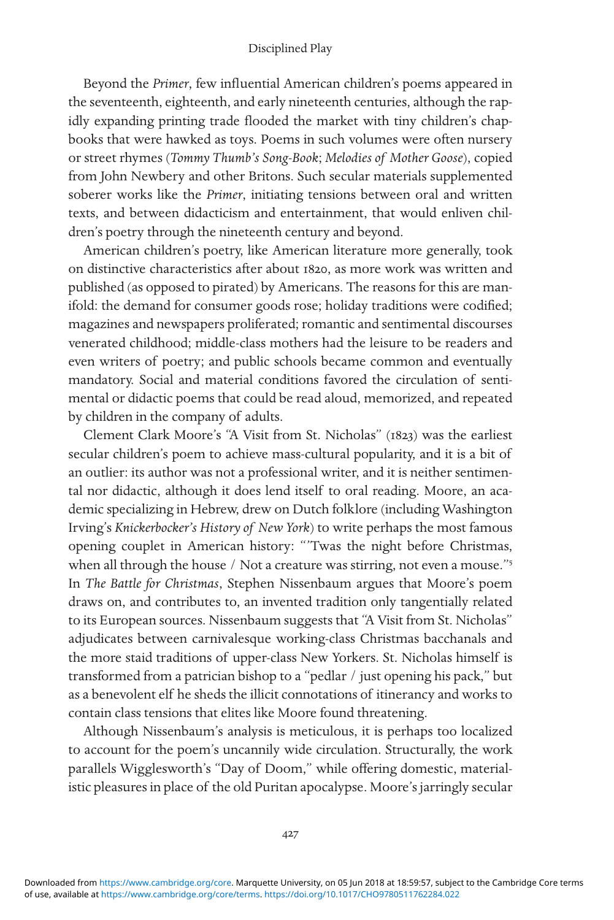Beyond the *Primer*, few influential American children's poems appeared in the seventeenth, eighteenth, and early nineteenth centuries, although the rapidly expanding printing trade flooded the market with tiny children's chapbooks that were hawked as toys. Poems in such volumes were often nursery or street rhymes (*Tommy Thumb's Song-Book*; *Melodies of Mother Goose*), copied from John Newbery and other Britons. Such secular materials supplemented soberer works like the *Primer*, initiating tensions between oral and written texts, and between didacticism and entertainment, that would enliven children's poetry through the nineteenth century and beyond.

American children's poetry, like American literature more generally, took on distinctive characteristics after about 1820, as more work was written and published (as opposed to pirated) by Americans. The reasons for this are manifold: the demand for consumer goods rose; holiday traditions were codified; magazines and newspapers proliferated; romantic and sentimental discourses venerated childhood; middle-class mothers had the leisure to be readers and even writers of poetry; and public schools became common and eventually mandatory. Social and material conditions favored the circulation of sentimental or didactic poems that could be read aloud, memorized, and repeated by children in the company of adults.

Clement Clark Moore's "A Visit from St. Nicholas" (1823) was the earliest secular children's poem to achieve mass-cultural popularity, and it is a bit of an outlier: its author was not a professional writer, and it is neither sentimental nor didactic, although it does lend itself to oral reading. Moore, an academic specializing in Hebrew, drew on Dutch folklore (including Washington Irving's *Knickerbocker's History of New York*) to write perhaps the most famous opening couplet in American history: "'Twas the night before Christmas, when all through the house / Not a creature was stirring, not even a mouse."[5] In *The Battle for Christmas*, Stephen Nissenbaum argues that Moore's poem draws on, and contributes to, an invented tradition only tangentially related to its European sources. Nissenbaum suggests that "A Visit from St. Nicholas" adjudicates between carnivalesque working-class Christmas bacchanals and the more staid traditions of upper-class New Yorkers. St. Nicholas himself is transformed from a patrician bishop to a "pedlar / just opening his pack," but as a benevolent elf he sheds the illicit connotations of itinerancy and works to contain class tensions that elites like Moore found threatening.

Although Nissenbaum's analysis is meticulous, it is perhaps too localized to account for the poem's uncannily wide circulation. Structurally, the work parallels Wigglesworth's "Day of Doom," while offering domestic, materialistic pleasures in place of the old Puritan apocalypse. Moore's jarringly secular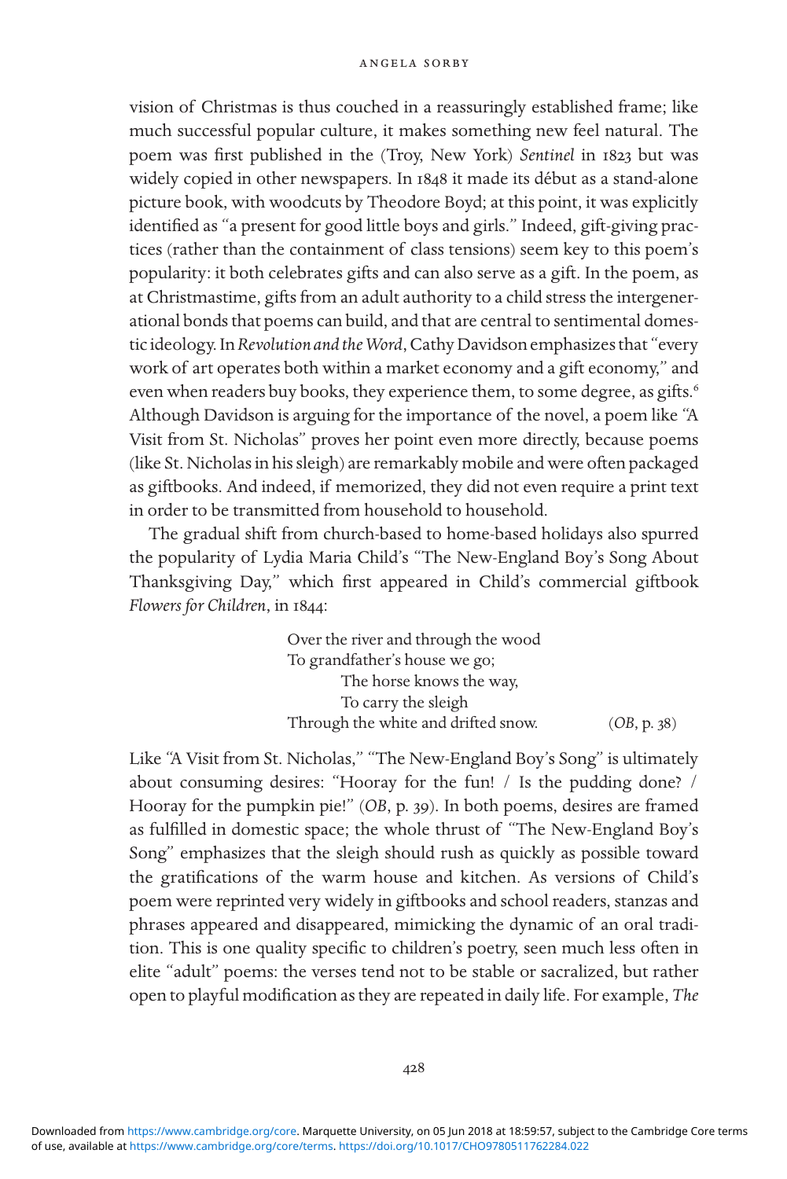vision of Christmas is thus couched in a reassuringly established frame; like much successful popular culture, it makes something new feel natural. The poem was first published in the (Troy, New York) *Sentinel* in 1823 but was widely copied in other newspapers. In 1848 it made its début as a stand-alone picture book, with woodcuts by Theodore Boyd; at this point, it was explicitly identified as "a present for good little boys and girls." Indeed, gift-giving practices (rather than the containment of class tensions) seem key to this poem's popularity: it both celebrates gifts and can also serve as a gift. In the poem, as at Christmastime, gifts from an adult authority to a child stress the intergenerational bonds that poems can build, and that are central to sentimental domestic ideology. In *Revolution and the Word*, Cathy Davidson emphasizes that "every work of art operates both within a market economy and a gift economy," and even when readers buy books, they experience them, to some degree, as gifts.[6] Although Davidson is arguing for the importance of the novel, a poem like "A Visit from St. Nicholas" proves her point even more directly, because poems (like St. Nicholas in his sleigh) are remarkably mobile and were often packaged as giftbooks. And indeed, if memorized, they did not even require a print text in order to be transmitted from household to household.

The gradual shift from church-based to home-based holidays also spurred the popularity of Lydia Maria Child's "The New-England Boy's Song About Thanksgiving Day," which first appeared in Child's commercial giftbook *Flowers for Children*, in 1844:

> Over the river and through the wood
> To grandfather's house we go;
> The horse knows the way,
> To carry the sleigh
> Through the white and drifted snow. (*OB*, p. 38)

Like "A Visit from St. Nicholas," "The New-England Boy's Song" is ultimately about consuming desires: "Hooray for the fun! / Is the pudding done? / Hooray for the pumpkin pie!" (*OB*, p. 39). In both poems, desires are framed as fulfilled in domestic space; the whole thrust of "The New-England Boy's Song" emphasizes that the sleigh should rush as quickly as possible toward the gratifications of the warm house and kitchen. As versions of Child's poem were reprinted very widely in giftbooks and school readers, stanzas and phrases appeared and disappeared, mimicking the dynamic of an oral tradition. This is one quality specific to children's poetry, seen much less often in elite "adult" poems: the verses tend not to be stable or sacralized, but rather open to playful modification as they are repeated in daily life. For example, *The*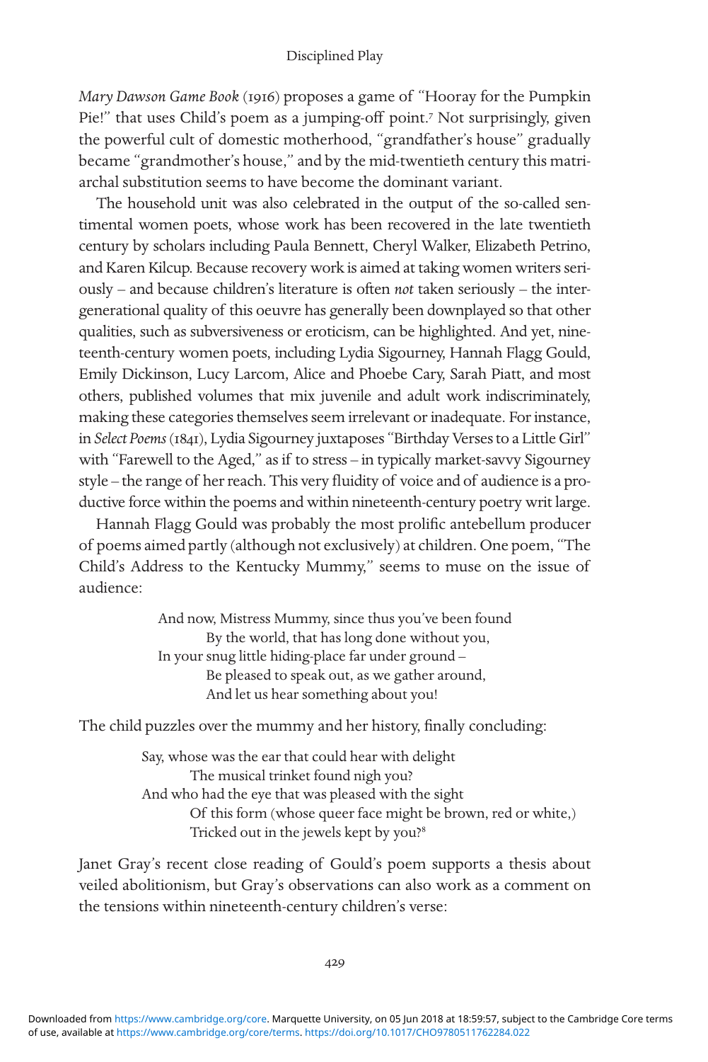*Mary Dawson Game Book* (1916) proposes a game of "Hooray for the Pumpkin Pie!" that uses Child's poem as a jumping-off point.[7] Not surprisingly, given the powerful cult of domestic motherhood, "grandfather's house" gradually became "grandmother's house," and by the mid-twentieth century this matriarchal substitution seems to have become the dominant variant.

The household unit was also celebrated in the output of the so-called sentimental women poets, whose work has been recovered in the late twentieth century by scholars including Paula Bennett, Cheryl Walker, Elizabeth Petrino, and Karen Kilcup. Because recovery work is aimed at taking women writers seriously – and because children's literature is often *not* taken seriously – the intergenerational quality of this oeuvre has generally been downplayed so that other qualities, such as subversiveness or eroticism, can be highlighted. And yet, nineteenth-century women poets, including Lydia Sigourney, Hannah Flagg Gould, Emily Dickinson, Lucy Larcom, Alice and Phoebe Cary, Sarah Piatt, and most others, published volumes that mix juvenile and adult work indiscriminately, making these categories themselves seem irrelevant or inadequate. For instance, in *Select Poems* (1841), Lydia Sigourney juxtaposes "Birthday Verses to a Little Girl" with "Farewell to the Aged," as if to stress – in typically market-savvy Sigourney style – the range of her reach. This very fluidity of voice and of audience is a productive force within the poems and within nineteenth-century poetry writ large.

Hannah Flagg Gould was probably the most prolific antebellum producer of poems aimed partly (although not exclusively) at children. One poem, "The Child's Address to the Kentucky Mummy," seems to muse on the issue of audience:

> And now, Mistress Mummy, since thus you've been found
> By the world, that has long done without you,
> In your snug little hiding-place far under ground –
> Be pleased to speak out, as we gather around,
> And let us hear something about you!

The child puzzles over the mummy and her history, finally concluding:

> Say, whose was the ear that could hear with delight
> The musical trinket found nigh you?
> And who had the eye that was pleased with the sight
> Of this form (whose queer face might be brown, red or white,)
> Tricked out in the jewels kept by you?[8]

Janet Gray's recent close reading of Gould's poem supports a thesis about veiled abolitionism, but Gray's observations can also work as a comment on the tensions within nineteenth-century children's verse: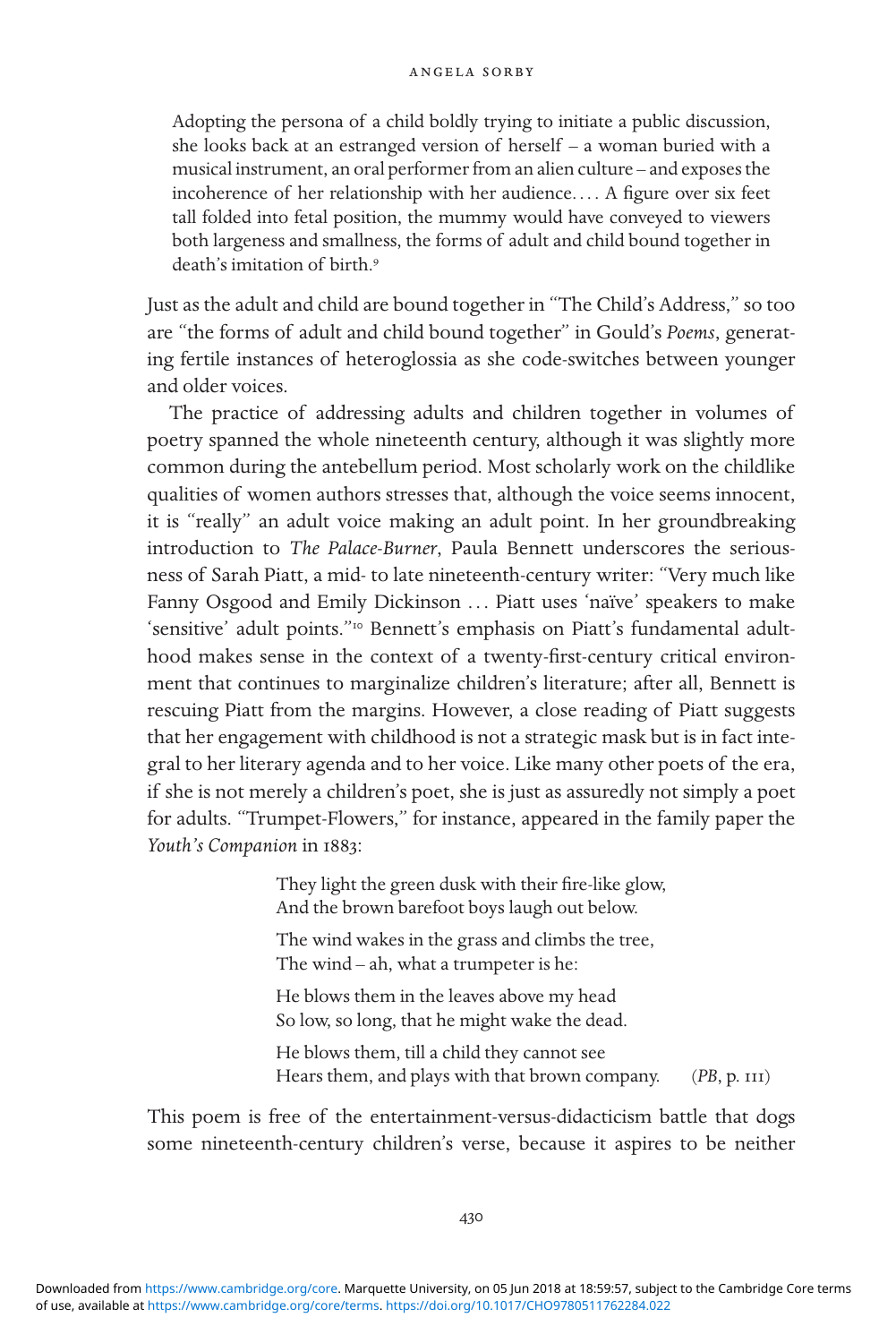> Adopting the persona of a child boldly trying to initiate a public discussion, she looks back at an estranged version of herself – a woman buried with a musical instrument, an oral performer from an alien culture – and exposes the incoherence of her relationship with her audience. . . . A figure over six feet tall folded into fetal position, the mummy would have conveyed to viewers both largeness and smallness, the forms of adult and child bound together in death's imitation of birth.[9]

Just as the adult and child are bound together in "The Child's Address," so too are "the forms of adult and child bound together" in Gould's *Poems*, generating fertile instances of heteroglossia as she code-switches between younger and older voices.

The practice of addressing adults and children together in volumes of poetry spanned the whole nineteenth century, although it was slightly more common during the antebellum period. Most scholarly work on the childlike qualities of women authors stresses that, although the voice seems innocent, it is "really" an adult voice making an adult point. In her groundbreaking introduction to *The Palace-Burner*, Paula Bennett underscores the seriousness of Sarah Piatt, a mid- to late nineteenth-century writer: "Very much like Fanny Osgood and Emily Dickinson . . . Piatt uses 'naïve' speakers to make 'sensitive' adult points."[10] Bennett's emphasis on Piatt's fundamental adulthood makes sense in the context of a twenty-first-century critical environment that continues to marginalize children's literature; after all, Bennett is rescuing Piatt from the margins. However, a close reading of Piatt suggests that her engagement with childhood is not a strategic mask but is in fact integral to her literary agenda and to her voice. Like many other poets of the era, if she is not merely a children's poet, she is just as assuredly not simply a poet for adults. "Trumpet-Flowers," for instance, appeared in the family paper the *Youth's Companion* in 1883:

> They light the green dusk with their fire-like glow,
> And the brown barefoot boys laugh out below.
>
> The wind wakes in the grass and climbs the tree,
> The wind – ah, what a trumpeter is he:
>
> He blows them in the leaves above my head
> So low, so long, that he might wake the dead.
>
> He blows them, till a child they cannot see
> Hears them, and plays with that brown company. (*PB*, p. 111)

This poem is free of the entertainment-versus-didacticism battle that dogs some nineteenth-century children's verse, because it aspires to be neither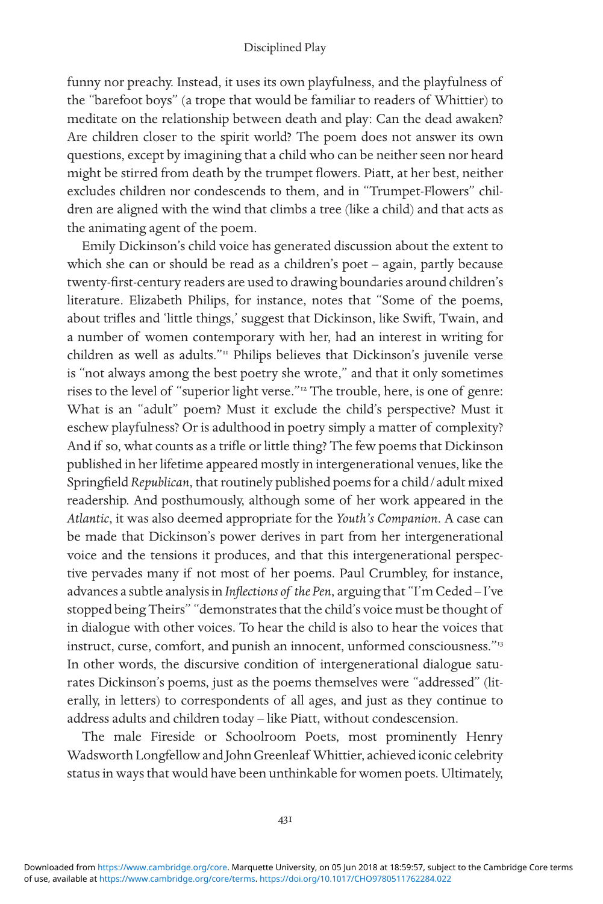funny nor preachy. Instead, it uses its own playfulness, and the playfulness of the "barefoot boys" (a trope that would be familiar to readers of Whittier) to meditate on the relationship between death and play: Can the dead awaken? Are children closer to the spirit world? The poem does not answer its own questions, except by imagining that a child who can be neither seen nor heard might be stirred from death by the trumpet flowers. Piatt, at her best, neither excludes children nor condescends to them, and in "Trumpet-Flowers" children are aligned with the wind that climbs a tree (like a child) and that acts as the animating agent of the poem.

Emily Dickinson's child voice has generated discussion about the extent to which she can or should be read as a children's poet – again, partly because twenty-first-century readers are used to drawing boundaries around children's literature. Elizabeth Philips, for instance, notes that "Some of the poems, about trifles and 'little things,' suggest that Dickinson, like Swift, Twain, and a number of women contemporary with her, had an interest in writing for children as well as adults."[11] Philips believes that Dickinson's juvenile verse is "not always among the best poetry she wrote," and that it only sometimes rises to the level of "superior light verse."[12] The trouble, here, is one of genre: What is an "adult" poem? Must it exclude the child's perspective? Must it eschew playfulness? Or is adulthood in poetry simply a matter of complexity? And if so, what counts as a trifle or little thing? The few poems that Dickinson published in her lifetime appeared mostly in intergenerational venues, like the Springfield *Republican*, that routinely published poems for a child/adult mixed readership. And posthumously, although some of her work appeared in the *Atlantic*, it was also deemed appropriate for the *Youth's Companion*. A case can be made that Dickinson's power derives in part from her intergenerational voice and the tensions it produces, and that this intergenerational perspective pervades many if not most of her poems. Paul Crumbley, for instance, advances a subtle analysis in *Inflections of the Pen*, arguing that "I'm Ceded – I've stopped being Theirs" "demonstrates that the child's voice must be thought of in dialogue with other voices. To hear the child is also to hear the voices that instruct, curse, comfort, and punish an innocent, unformed consciousness."[13] In other words, the discursive condition of intergenerational dialogue saturates Dickinson's poems, just as the poems themselves were "addressed" (literally, in letters) to correspondents of all ages, and just as they continue to address adults and children today – like Piatt, without condescension.

The male Fireside or Schoolroom Poets, most prominently Henry Wadsworth Longfellow and John Greenleaf Whittier, achieved iconic celebrity status in ways that would have been unthinkable for women poets. Ultimately,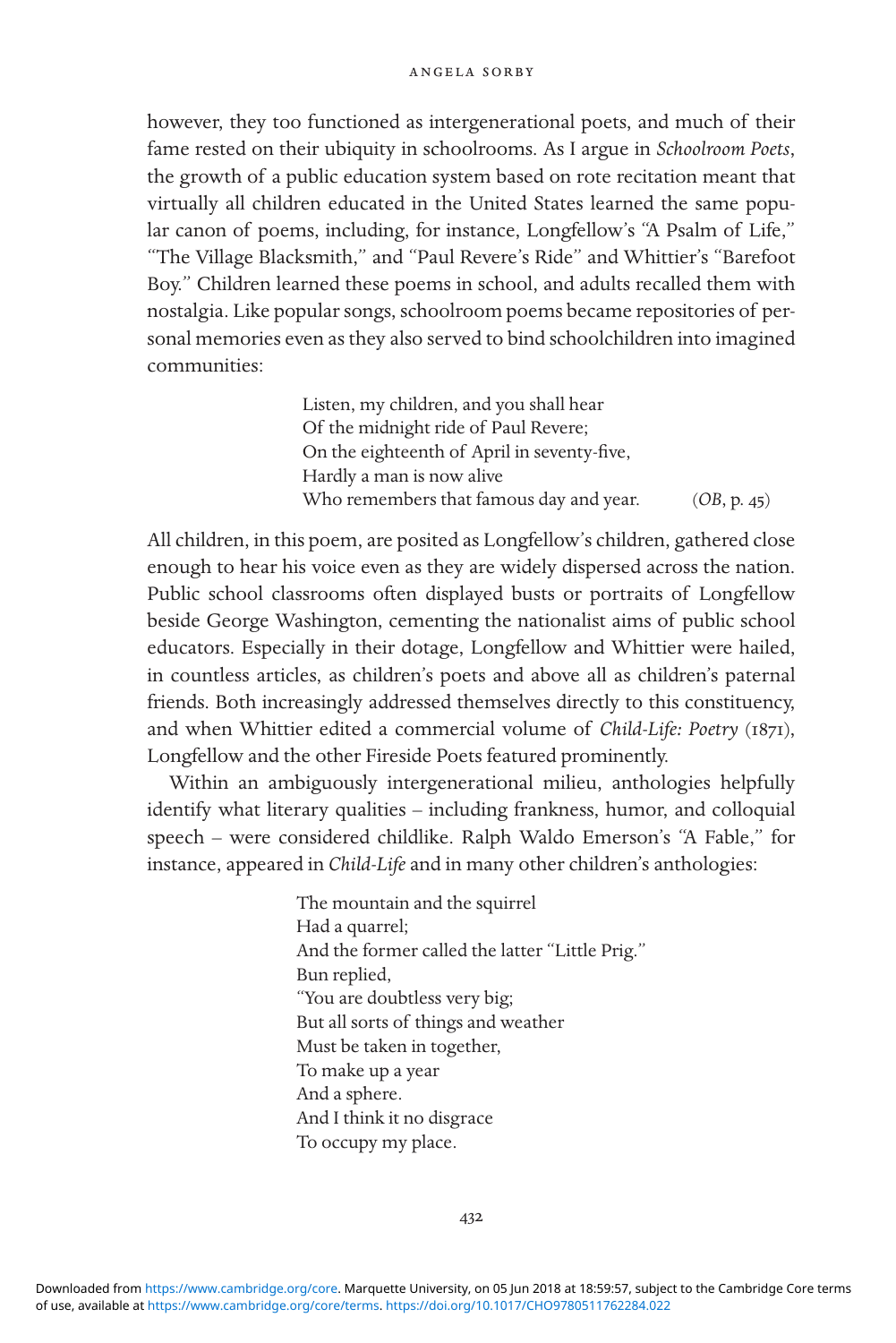however, they too functioned as intergenerational poets, and much of their fame rested on their ubiquity in schoolrooms. As I argue in *Schoolroom Poets*, the growth of a public education system based on rote recitation meant that virtually all children educated in the United States learned the same popular canon of poems, including, for instance, Longfellow's "A Psalm of Life," "The Village Blacksmith," and "Paul Revere's Ride" and Whittier's "Barefoot Boy." Children learned these poems in school, and adults recalled them with nostalgia. Like popular songs, schoolroom poems became repositories of personal memories even as they also served to bind schoolchildren into imagined communities:

> Listen, my children, and you shall hear
> Of the midnight ride of Paul Revere;
> On the eighteenth of April in seventy-five,
> Hardly a man is now alive
> Who remembers that famous day and year. (*OB*, p. 45)

All children, in this poem, are posited as Longfellow's children, gathered close enough to hear his voice even as they are widely dispersed across the nation. Public school classrooms often displayed busts or portraits of Longfellow beside George Washington, cementing the nationalist aims of public school educators. Especially in their dotage, Longfellow and Whittier were hailed, in countless articles, as children's poets and above all as children's paternal friends. Both increasingly addressed themselves directly to this constituency, and when Whittier edited a commercial volume of *Child-Life: Poetry* (1871), Longfellow and the other Fireside Poets featured prominently.

Within an ambiguously intergenerational milieu, anthologies helpfully identify what literary qualities – including frankness, humor, and colloquial speech – were considered childlike. Ralph Waldo Emerson's "A Fable," for instance, appeared in *Child-Life* and in many other children's anthologies:

> The mountain and the squirrel
> Had a quarrel;
> And the former called the latter "Little Prig."
> Bun replied,
> "You are doubtless very big;
> But all sorts of things and weather
> Must be taken in together,
> To make up a year
> And a sphere.
> And I think it no disgrace
> To occupy my place.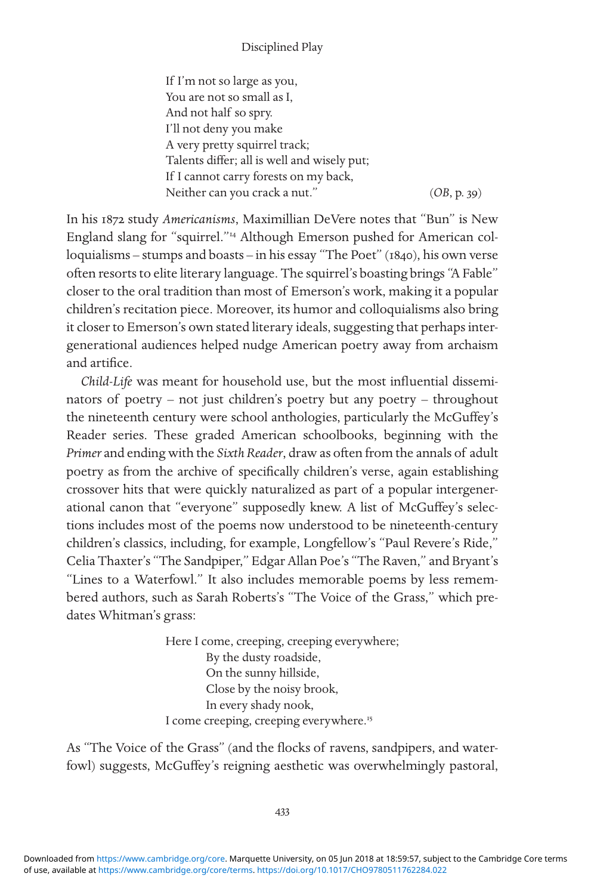If I'm not so large as you,  
You are not so small as I,  
And not half so spry.  
I'll not deny you make  
A very pretty squirrel track;  
Talents differ; all is well and wisely put;  
If I cannot carry forests on my back,  
Neither can you crack a nut." (*OB*, p. 39)

In his 1872 study *Americanisms*, Maximillian DeVere notes that "Bun" is New England slang for "squirrel."[14] Although Emerson pushed for American colloquialisms – stumps and boasts – in his essay "The Poet" (1840), his own verse often resorts to elite literary language. The squirrel's boasting brings "A Fable" closer to the oral tradition than most of Emerson's work, making it a popular children's recitation piece. Moreover, its humor and colloquialisms also bring it closer to Emerson's own stated literary ideals, suggesting that perhaps intergenerational audiences helped nudge American poetry away from archaism and artifice.

*Child-Life* was meant for household use, but the most influential disseminators of poetry – not just children's poetry but any poetry – throughout the nineteenth century were school anthologies, particularly the McGuffey's Reader series. These graded American schoolbooks, beginning with the *Primer* and ending with the *Sixth Reader*, draw as often from the annals of adult poetry as from the archive of specifically children's verse, again establishing crossover hits that were quickly naturalized as part of a popular intergenerational canon that "everyone" supposedly knew. A list of McGuffey's selections includes most of the poems now understood to be nineteenth-century children's classics, including, for example, Longfellow's "Paul Revere's Ride," Celia Thaxter's "The Sandpiper," Edgar Allan Poe's "The Raven," and Bryant's "Lines to a Waterfowl." It also includes memorable poems by less remembered authors, such as Sarah Roberts's "The Voice of the Grass," which predates Whitman's grass:

Here I come, creeping, creeping everywhere;  
By the dusty roadside,  
On the sunny hillside,  
Close by the noisy brook,  
In every shady nook,  
I come creeping, creeping everywhere.[15]

As "The Voice of the Grass" (and the flocks of ravens, sandpipers, and waterfowl) suggests, McGuffey's reigning aesthetic was overwhelmingly pastoral,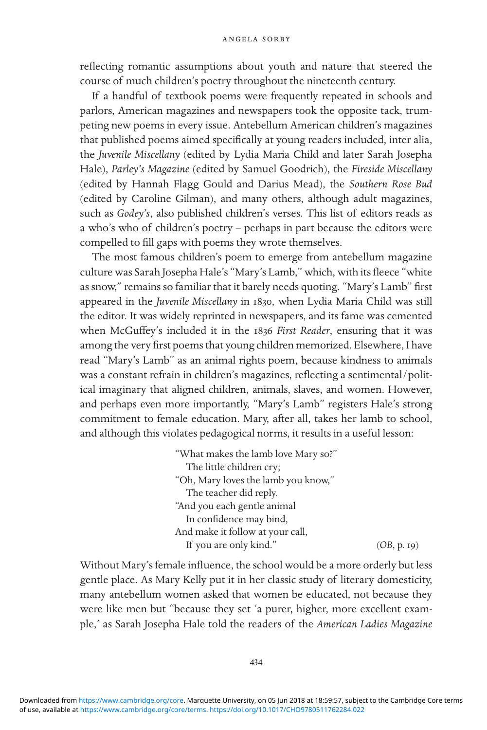reflecting romantic assumptions about youth and nature that steered the course of much children's poetry throughout the nineteenth century.

If a handful of textbook poems were frequently repeated in schools and parlors, American magazines and newspapers took the opposite tack, trumpeting new poems in every issue. Antebellum American children's magazines that published poems aimed specifically at young readers included, inter alia, the *Juvenile Miscellany* (edited by Lydia Maria Child and later Sarah Josepha Hale), *Parley's Magazine* (edited by Samuel Goodrich), the *Fireside Miscellany* (edited by Hannah Flagg Gould and Darius Mead), the *Southern Rose Bud* (edited by Caroline Gilman), and many others, although adult magazines, such as *Godey's*, also published children's verses. This list of editors reads as a who's who of children's poetry – perhaps in part because the editors were compelled to fill gaps with poems they wrote themselves.

The most famous children's poem to emerge from antebellum magazine culture was Sarah Josepha Hale's "Mary's Lamb," which, with its fleece "white as snow," remains so familiar that it barely needs quoting. "Mary's Lamb" first appeared in the *Juvenile Miscellany* in 1830, when Lydia Maria Child was still the editor. It was widely reprinted in newspapers, and its fame was cemented when McGuffey's included it in the 1836 *First Reader*, ensuring that it was among the very first poems that young children memorized. Elsewhere, I have read "Mary's Lamb" as an animal rights poem, because kindness to animals was a constant refrain in children's magazines, reflecting a sentimental/political imaginary that aligned children, animals, slaves, and women. However, and perhaps even more importantly, "Mary's Lamb" registers Hale's strong commitment to female education. Mary, after all, takes her lamb to school, and although this violates pedagogical norms, it results in a useful lesson:

> "What makes the lamb love Mary so?"
> The little children cry;
> "Oh, Mary loves the lamb you know,"
> The teacher did reply.
> "And you each gentle animal
> In confidence may bind,
> And make it follow at your call,
> If you are only kind." (*OB*, p. 19)

Without Mary's female influence, the school would be a more orderly but less gentle place. As Mary Kelly put it in her classic study of literary domesticity, many antebellum women asked that women be educated, not because they were like men but "because they set 'a purer, higher, more excellent example,' as Sarah Josepha Hale told the readers of the *American Ladies Magazine*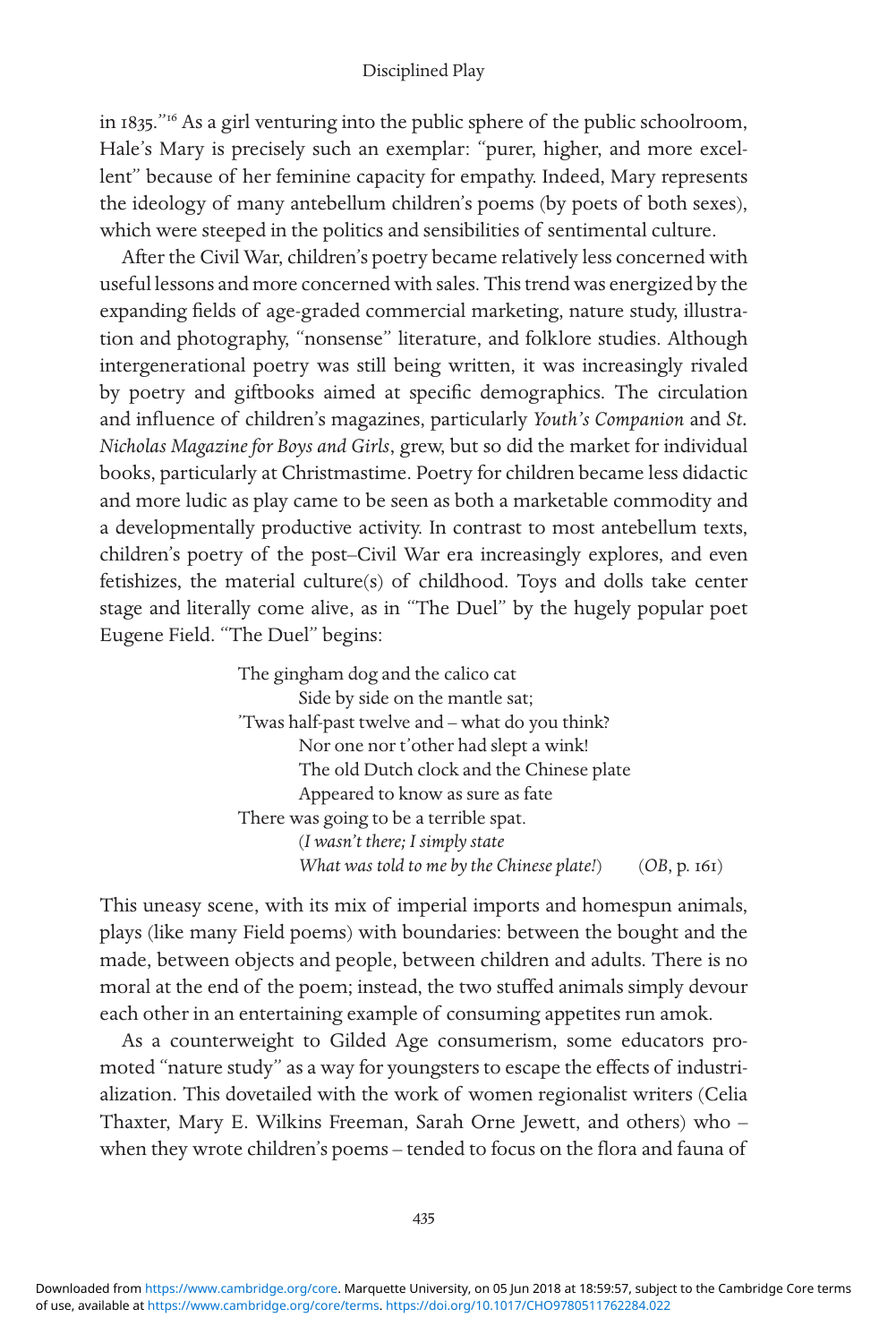in 1835."[16] As a girl venturing into the public sphere of the public schoolroom, Hale's Mary is precisely such an exemplar: "purer, higher, and more excellent" because of her feminine capacity for empathy. Indeed, Mary represents the ideology of many antebellum children's poems (by poets of both sexes), which were steeped in the politics and sensibilities of sentimental culture.

After the Civil War, children's poetry became relatively less concerned with useful lessons and more concerned with sales. This trend was energized by the expanding fields of age-graded commercial marketing, nature study, illustration and photography, "nonsense" literature, and folklore studies. Although intergenerational poetry was still being written, it was increasingly rivaled by poetry and giftbooks aimed at specific demographics. The circulation and influence of children's magazines, particularly *Youth's Companion* and *St. Nicholas Magazine for Boys and Girls*, grew, but so did the market for individual books, particularly at Christmastime. Poetry for children became less didactic and more ludic as play came to be seen as both a marketable commodity and a developmentally productive activity. In contrast to most antebellum texts, children's poetry of the post–Civil War era increasingly explores, and even fetishizes, the material culture(s) of childhood. Toys and dolls take center stage and literally come alive, as in "The Duel" by the hugely popular poet Eugene Field. "The Duel" begins:

> The gingham dog and the calico cat
> Side by side on the mantle sat;
> 'Twas half-past twelve and – what do you think?
> Nor one nor t'other had slept a wink!
> The old Dutch clock and the Chinese plate
> Appeared to know as sure as fate
> There was going to be a terrible spat.
> (*I wasn't there; I simply state*
> *What was told to me by the Chinese plate!*) (*OB*, p. 161)

This uneasy scene, with its mix of imperial imports and homespun animals, plays (like many Field poems) with boundaries: between the bought and the made, between objects and people, between children and adults. There is no moral at the end of the poem; instead, the two stuffed animals simply devour each other in an entertaining example of consuming appetites run amok.

As a counterweight to Gilded Age consumerism, some educators promoted "nature study" as a way for youngsters to escape the effects of industrialization. This dovetailed with the work of women regionalist writers (Celia Thaxter, Mary E. Wilkins Freeman, Sarah Orne Jewett, and others) who – when they wrote children's poems – tended to focus on the flora and fauna of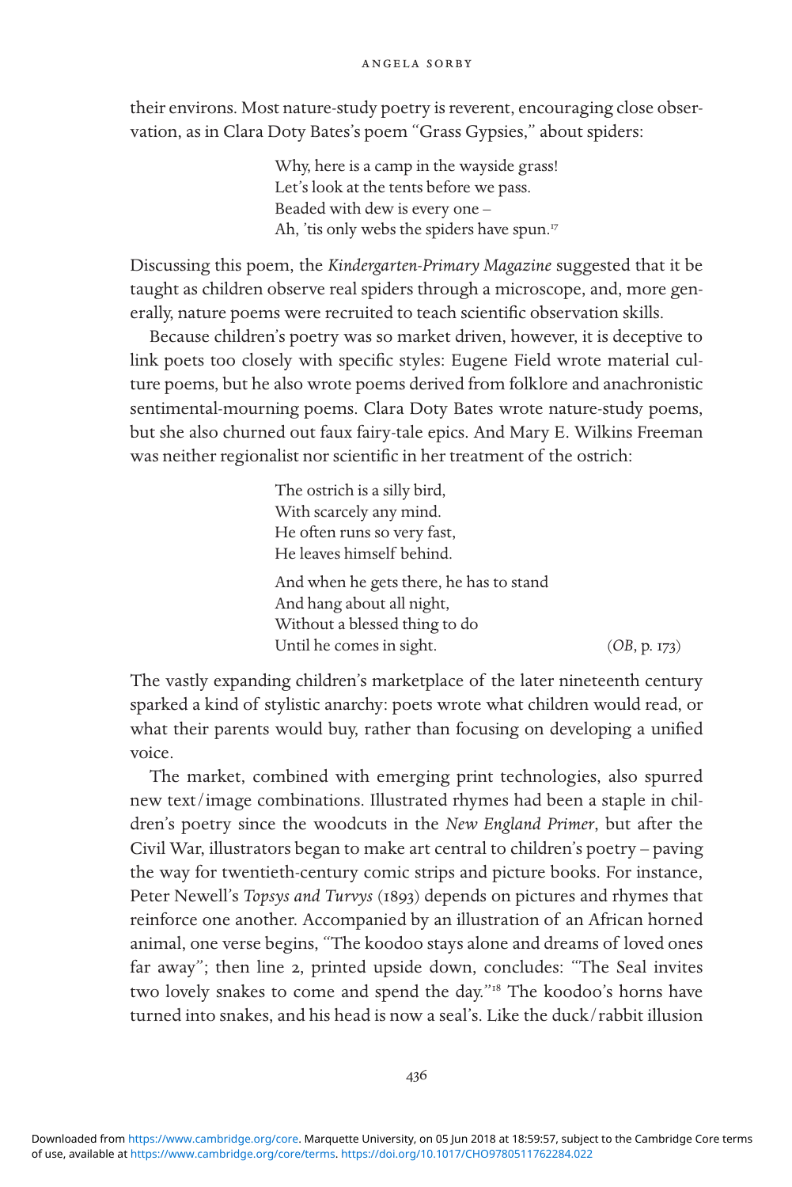their environs. Most nature-study poetry is reverent, encouraging close observation, as in Clara Doty Bates's poem "Grass Gypsies," about spiders:

> Why, here is a camp in the wayside grass!  
> Let's look at the tents before we pass.  
> Beaded with dew is every one –  
> Ah, 'tis only webs the spiders have spun.[17]

Discussing this poem, the *Kindergarten-Primary Magazine* suggested that it be taught as children observe real spiders through a microscope, and, more generally, nature poems were recruited to teach scientific observation skills.

Because children's poetry was so market driven, however, it is deceptive to link poets too closely with specific styles: Eugene Field wrote material culture poems, but he also wrote poems derived from folklore and anachronistic sentimental-mourning poems. Clara Doty Bates wrote nature-study poems, but she also churned out faux fairy-tale epics. And Mary E. Wilkins Freeman was neither regionalist nor scientific in her treatment of the ostrich:

> The ostrich is a silly bird,  
> With scarcely any mind.  
> He often runs so very fast,  
> He leaves himself behind.
>
> And when he gets there, he has to stand  
> And hang about all night,  
> Without a blessed thing to do  
> Until he comes in sight. (*OB*, p. 173)

The vastly expanding children's marketplace of the later nineteenth century sparked a kind of stylistic anarchy: poets wrote what children would read, or what their parents would buy, rather than focusing on developing a unified voice.

The market, combined with emerging print technologies, also spurred new text/image combinations. Illustrated rhymes had been a staple in children's poetry since the woodcuts in the *New England Primer*, but after the Civil War, illustrators began to make art central to children's poetry – paving the way for twentieth-century comic strips and picture books. For instance, Peter Newell's *Topsys and Turvys* (1893) depends on pictures and rhymes that reinforce one another. Accompanied by an illustration of an African horned animal, one verse begins, "The koodoo stays alone and dreams of loved ones far away"; then line 2, printed upside down, concludes: "The Seal invites two lovely snakes to come and spend the day."[18] The koodoo's horns have turned into snakes, and his head is now a seal's. Like the duck/rabbit illusion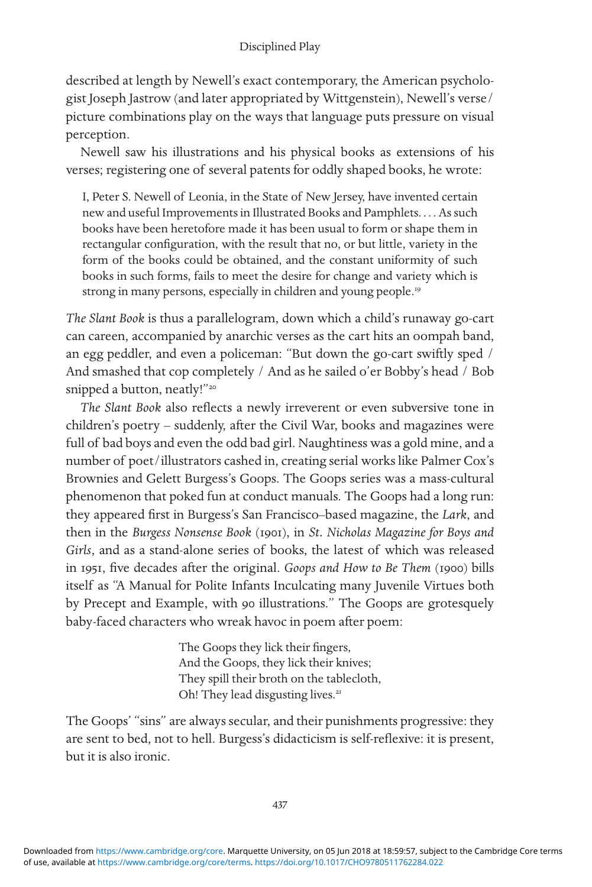described at length by Newell's exact contemporary, the American psychologist Joseph Jastrow (and later appropriated by Wittgenstein), Newell's verse/picture combinations play on the ways that language puts pressure on visual perception.

Newell saw his illustrations and his physical books as extensions of his verses; registering one of several patents for oddly shaped books, he wrote:

> I, Peter S. Newell of Leonia, in the State of New Jersey, have invented certain new and useful Improvements in Illustrated Books and Pamphlets. . . . As such books have been heretofore made it has been usual to form or shape them in rectangular configuration, with the result that no, or but little, variety in the form of the books could be obtained, and the constant uniformity of such books in such forms, fails to meet the desire for change and variety which is strong in many persons, especially in children and young people.[19]

*The Slant Book* is thus a parallelogram, down which a child's runaway go-cart can careen, accompanied by anarchic verses as the cart hits an oompah band, an egg peddler, and even a policeman: "But down the go-cart swiftly sped / And smashed that cop completely / And as he sailed o'er Bobby's head / Bob snipped a button, neatly!"[20]

*The Slant Book* also reflects a newly irreverent or even subversive tone in children's poetry – suddenly, after the Civil War, books and magazines were full of bad boys and even the odd bad girl. Naughtiness was a gold mine, and a number of poet/illustrators cashed in, creating serial works like Palmer Cox's Brownies and Gelett Burgess's Goops. The Goops series was a mass-cultural phenomenon that poked fun at conduct manuals. The Goops had a long run: they appeared first in Burgess's San Francisco–based magazine, the *Lark*, and then in the *Burgess Nonsense Book* (1901), in *St. Nicholas Magazine for Boys and Girls*, and as a stand-alone series of books, the latest of which was released in 1951, five decades after the original. *Goops and How to Be Them* (1900) bills itself as "A Manual for Polite Infants Inculcating many Juvenile Virtues both by Precept and Example, with 90 illustrations." The Goops are grotesquely baby-faced characters who wreak havoc in poem after poem:

> The Goops they lick their fingers,
> And the Goops, they lick their knives;
> They spill their broth on the tablecloth,
> Oh! They lead disgusting lives.[21]

The Goops' "sins" are always secular, and their punishments progressive: they are sent to bed, not to hell. Burgess's didacticism is self-reflexive: it is present, but it is also ironic.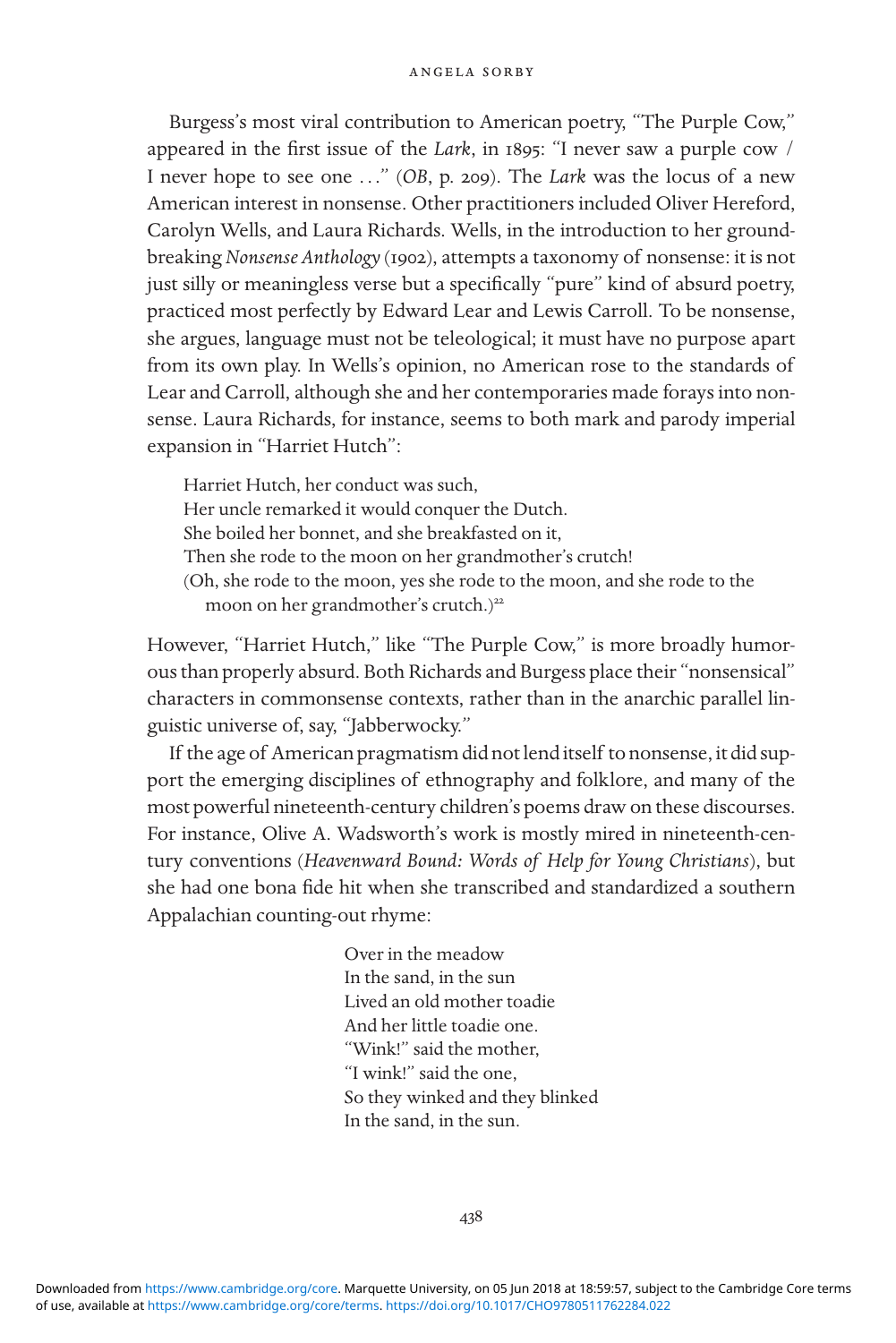Burgess's most viral contribution to American poetry, "The Purple Cow," appeared in the first issue of the *Lark*, in 1895: "I never saw a purple cow / I never hope to see one . . ." (*OB*, p. 209). The *Lark* was the locus of a new American interest in nonsense. Other practitioners included Oliver Hereford, Carolyn Wells, and Laura Richards. Wells, in the introduction to her groundbreaking *Nonsense Anthology* (1902), attempts a taxonomy of nonsense: it is not just silly or meaningless verse but a specifically "pure" kind of absurd poetry, practiced most perfectly by Edward Lear and Lewis Carroll. To be nonsense, she argues, language must not be teleological; it must have no purpose apart from its own play. In Wells's opinion, no American rose to the standards of Lear and Carroll, although she and her contemporaries made forays into nonsense. Laura Richards, for instance, seems to both mark and parody imperial expansion in "Harriet Hutch":

> Harriet Hutch, her conduct was such,
> Her uncle remarked it would conquer the Dutch.
> She boiled her bonnet, and she breakfasted on it,
> Then she rode to the moon on her grandmother's crutch!
> (Oh, she rode to the moon, yes she rode to the moon, and she rode to the moon on her grandmother's crutch.)[22]

However, "Harriet Hutch," like "The Purple Cow," is more broadly humorous than properly absurd. Both Richards and Burgess place their "nonsensical" characters in commonsense contexts, rather than in the anarchic parallel linguistic universe of, say, "Jabberwocky."

If the age of American pragmatism did not lend itself to nonsense, it did support the emerging disciplines of ethnography and folklore, and many of the most powerful nineteenth-century children's poems draw on these discourses. For instance, Olive A. Wadsworth's work is mostly mired in nineteenth-century conventions (*Heavenward Bound: Words of Help for Young Christians*), but she had one bona fide hit when she transcribed and standardized a southern Appalachian counting-out rhyme:

> Over in the meadow
> In the sand, in the sun
> Lived an old mother toadie
> And her little toadie one.
> "Wink!" said the mother,
> "I wink!" said the one,
> So they winked and they blinked
> In the sand, in the sun.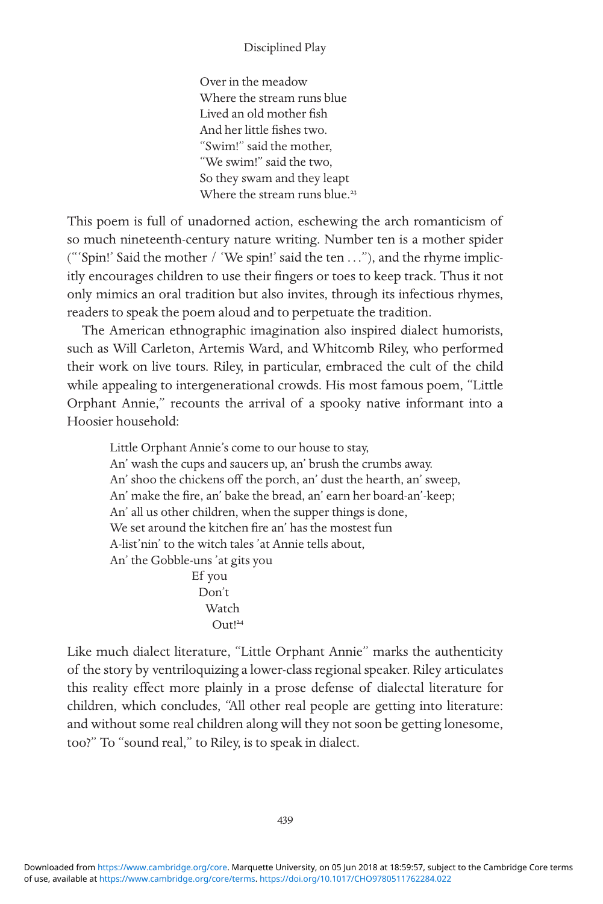> Over in the meadow  
> Where the stream runs blue  
> Lived an old mother fish  
> And her little fishes two.  
> "Swim!" said the mother,  
> "We swim!" said the two,  
> So they swam and they leapt  
> Where the stream runs blue.[23]

This poem is full of unadorned action, eschewing the arch romanticism of so much nineteenth-century nature writing. Number ten is a mother spider ("'Spin!' Said the mother / 'We spin!' said the ten . . ."), and the rhyme implicitly encourages children to use their fingers or toes to keep track. Thus it not only mimics an oral tradition but also invites, through its infectious rhymes, readers to speak the poem aloud and to perpetuate the tradition.

The American ethnographic imagination also inspired dialect humorists, such as Will Carleton, Artemis Ward, and Whitcomb Riley, who performed their work on live tours. Riley, in particular, embraced the cult of the child while appealing to intergenerational crowds. His most famous poem, "Little Orphant Annie," recounts the arrival of a spooky native informant into a Hoosier household:

> Little Orphant Annie's come to our house to stay,  
> An' wash the cups and saucers up, an' brush the crumbs away.  
> An' shoo the chickens off the porch, an' dust the hearth, an' sweep,  
> An' make the fire, an' bake the bread, an' earn her board-an'-keep;  
> An' all us other children, when the supper things is done,  
> We set around the kitchen fire an' has the mostest fun  
> A-list'nin' to the witch tales 'at Annie tells about,  
> An' the Gobble-uns 'at gits you  
> Ef you  
> Don't  
> Watch  
> Out![24]

Like much dialect literature, "Little Orphant Annie" marks the authenticity of the story by ventriloquizing a lower-class regional speaker. Riley articulates this reality effect more plainly in a prose defense of dialectal literature for children, which concludes, "All other real people are getting into literature: and without some real children along will they not soon be getting lonesome, too?" To "sound real," to Riley, is to speak in dialect.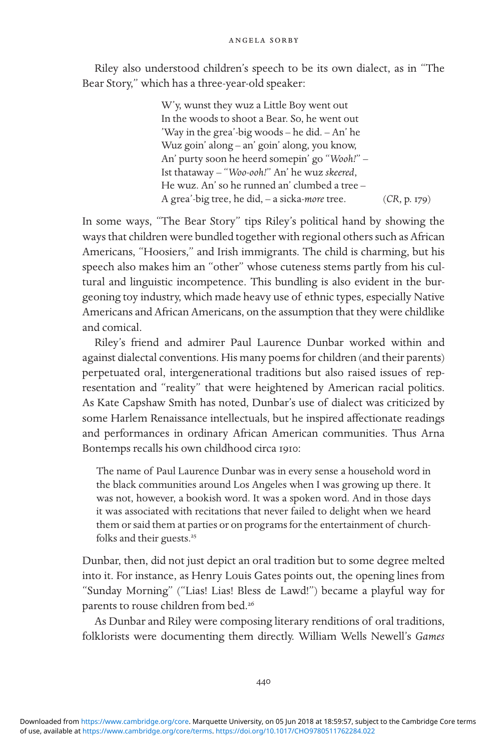Riley also understood children's speech to be its own dialect, as in "The Bear Story," which has a three-year-old speaker:

> W'y, wunst they wuz a Little Boy went out  
> In the woods to shoot a Bear. So, he went out  
> 'Way in the grea'-big woods – he did. – An' he  
> Wuz goin' along – an' goin' along, you know,  
> An' purty soon he heerd somepin' go "*Wooh!*" –  
> Ist thataway – "*Woo-ooh!*" An' he wuz *skeered*,  
> He wuz. An' so he runned an' clumbed a tree –  
> A grea'-big tree, he did, – a sicka-*more* tree. (*CR*, p. 179)

In some ways, "The Bear Story" tips Riley's political hand by showing the ways that children were bundled together with regional others such as African Americans, "Hoosiers," and Irish immigrants. The child is charming, but his speech also makes him an "other" whose cuteness stems partly from his cultural and linguistic incompetence. This bundling is also evident in the burgeoning toy industry, which made heavy use of ethnic types, especially Native Americans and African Americans, on the assumption that they were childlike and comical.

Riley's friend and admirer Paul Laurence Dunbar worked within and against dialectal conventions. His many poems for children (and their parents) perpetuated oral, intergenerational traditions but also raised issues of representation and "reality" that were heightened by American racial politics. As Kate Capshaw Smith has noted, Dunbar's use of dialect was criticized by some Harlem Renaissance intellectuals, but he inspired affectionate readings and performances in ordinary African American communities. Thus Arna Bontemps recalls his own childhood circa 1910:

> The name of Paul Laurence Dunbar was in every sense a household word in the black communities around Los Angeles when I was growing up there. It was not, however, a bookish word. It was a spoken word. And in those days it was associated with recitations that never failed to delight when we heard them or said them at parties or on programs for the entertainment of church-folks and their guests.[25]

Dunbar, then, did not just depict an oral tradition but to some degree melted into it. For instance, as Henry Louis Gates points out, the opening lines from "Sunday Morning" ("Lias! Lias! Bless de Lawd!") became a playful way for parents to rouse children from bed.[26]

As Dunbar and Riley were composing literary renditions of oral traditions, folklorists were documenting them directly. William Wells Newell's *Games*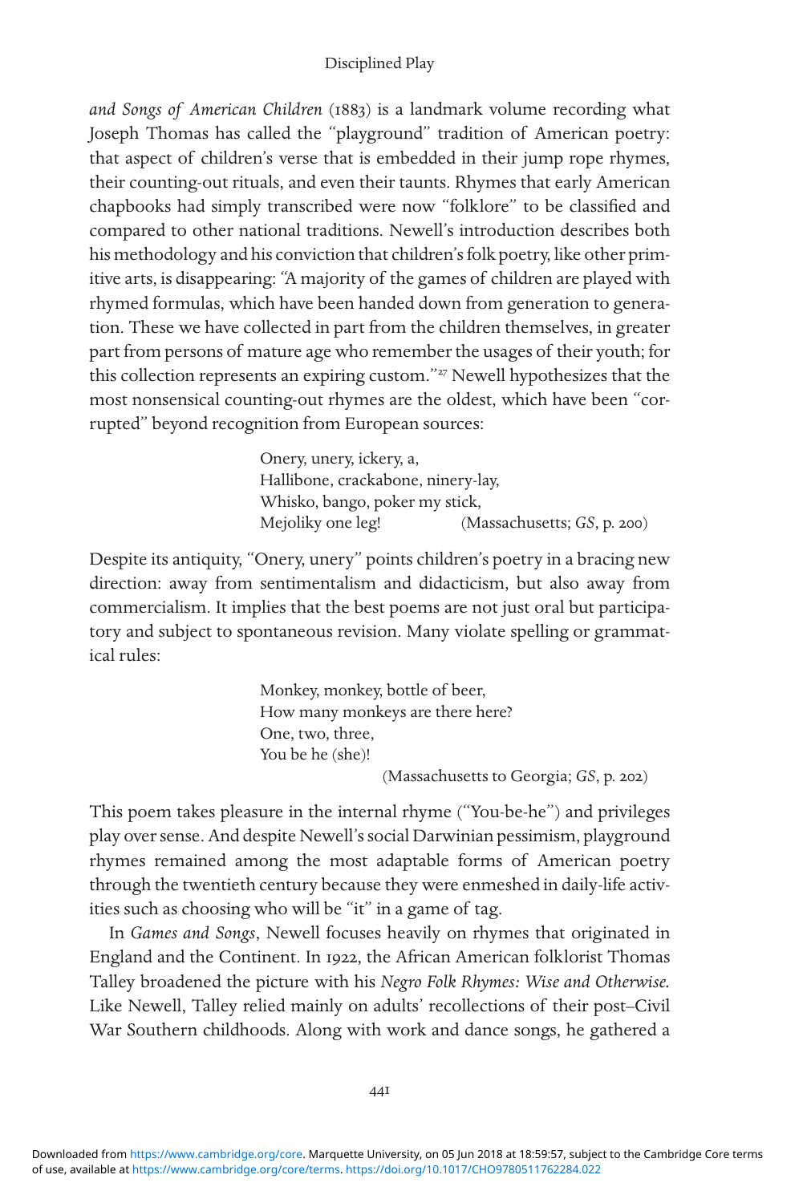*and Songs of American Children* (1883) is a landmark volume recording what Joseph Thomas has called the "playground" tradition of American poetry: that aspect of children's verse that is embedded in their jump rope rhymes, their counting-out rituals, and even their taunts. Rhymes that early American chapbooks had simply transcribed were now "folklore" to be classified and compared to other national traditions. Newell's introduction describes both his methodology and his conviction that children's folk poetry, like other primitive arts, is disappearing: "A majority of the games of children are played with rhymed formulas, which have been handed down from generation to generation. These we have collected in part from the children themselves, in greater part from persons of mature age who remember the usages of their youth; for this collection represents an expiring custom."[27] Newell hypothesizes that the most nonsensical counting-out rhymes are the oldest, which have been "corrupted" beyond recognition from European sources:

> Onery, unery, ickery, a,
> Hallibone, crackabone, ninery-lay,
> Whisko, bango, poker my stick,
> Mejoliky one leg! (Massachusetts; *GS*, p. 200)

Despite its antiquity, "Onery, unery" points children's poetry in a bracing new direction: away from sentimentalism and didacticism, but also away from commercialism. It implies that the best poems are not just oral but participatory and subject to spontaneous revision. Many violate spelling or grammatical rules:

> Monkey, monkey, bottle of beer,
> How many monkeys are there here?
> One, two, three,
> You be he (she)!
> (Massachusetts to Georgia; *GS*, p. 202)

This poem takes pleasure in the internal rhyme ("You-be-he") and privileges play over sense. And despite Newell's social Darwinian pessimism, playground rhymes remained among the most adaptable forms of American poetry through the twentieth century because they were enmeshed in daily-life activities such as choosing who will be "it" in a game of tag.

In *Games and Songs*, Newell focuses heavily on rhymes that originated in England and the Continent. In 1922, the African American folklorist Thomas Talley broadened the picture with his *Negro Folk Rhymes: Wise and Otherwise.* Like Newell, Talley relied mainly on adults' recollections of their post–Civil War Southern childhoods. Along with work and dance songs, he gathered a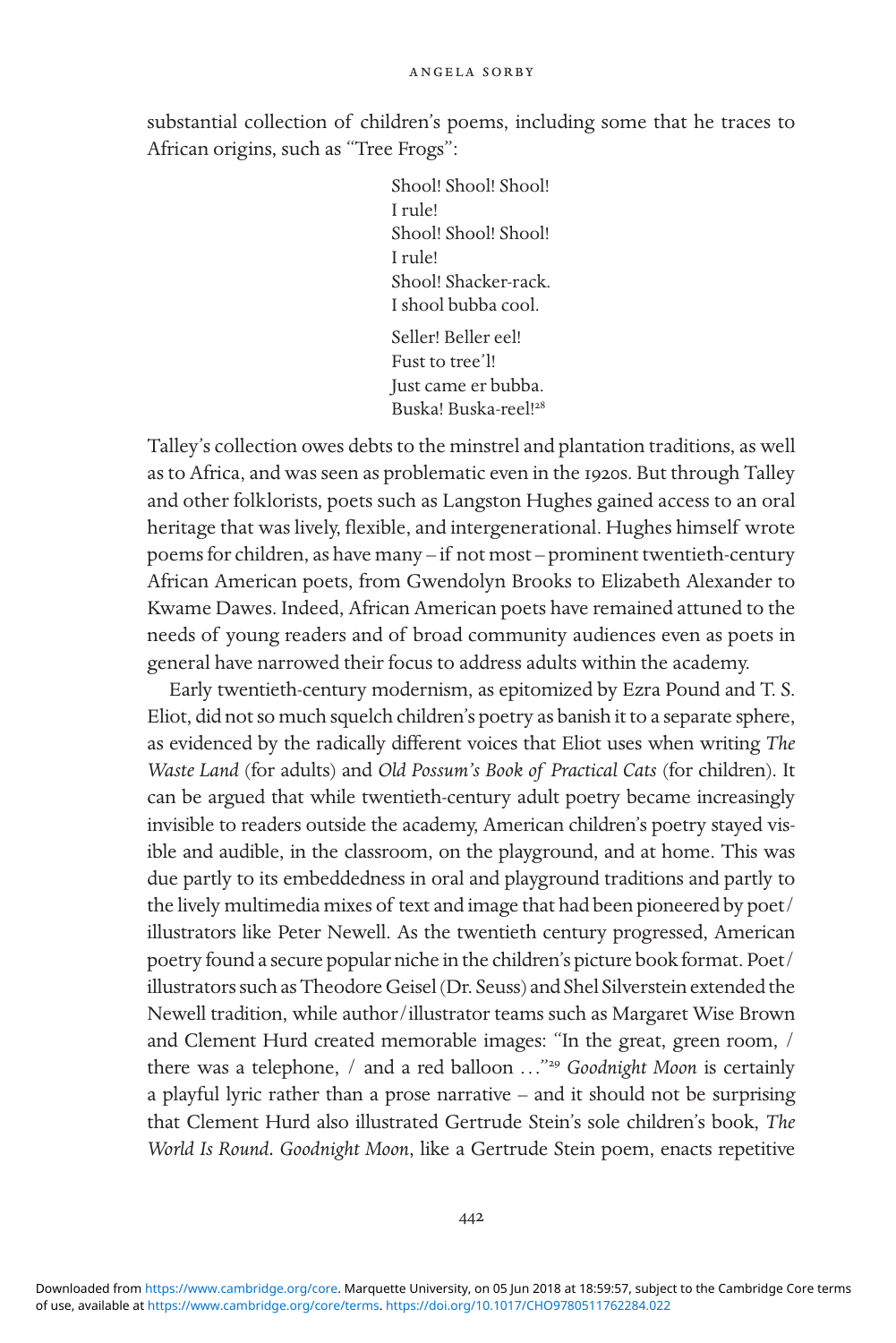substantial collection of children's poems, including some that he traces to African origins, such as "Tree Frogs":

> Shool! Shool! Shool!
> I rule!
> Shool! Shool! Shool!
> I rule!
> Shool! Shacker-rack.
> I shool bubba cool.
>
> Seller! Beller eel!
> Fust to tree'l!
> Just came er bubba.
> Buska! Buska-reel![28]

Talley's collection owes debts to the minstrel and plantation traditions, as well as to Africa, and was seen as problematic even in the 1920s. But through Talley and other folklorists, poets such as Langston Hughes gained access to an oral heritage that was lively, flexible, and intergenerational. Hughes himself wrote poems for children, as have many – if not most – prominent twentieth-century African American poets, from Gwendolyn Brooks to Elizabeth Alexander to Kwame Dawes. Indeed, African American poets have remained attuned to the needs of young readers and of broad community audiences even as poets in general have narrowed their focus to address adults within the academy.

Early twentieth-century modernism, as epitomized by Ezra Pound and T. S. Eliot, did not so much squelch children's poetry as banish it to a separate sphere, as evidenced by the radically different voices that Eliot uses when writing *The Waste Land* (for adults) and *Old Possum's Book of Practical Cats* (for children). It can be argued that while twentieth-century adult poetry became increasingly invisible to readers outside the academy, American children's poetry stayed visible and audible, in the classroom, on the playground, and at home. This was due partly to its embeddedness in oral and playground traditions and partly to the lively multimedia mixes of text and image that had been pioneered by poet/illustrators like Peter Newell. As the twentieth century progressed, American poetry found a secure popular niche in the children's picture book format. Poet/illustrators such as Theodore Geisel (Dr. Seuss) and Shel Silverstein extended the Newell tradition, while author/illustrator teams such as Margaret Wise Brown and Clement Hurd created memorable images: "In the great, green room, / there was a telephone, / and a red balloon ..."[29] *Goodnight Moon* is certainly a playful lyric rather than a prose narrative – and it should not be surprising that Clement Hurd also illustrated Gertrude Stein's sole children's book, *The World Is Round*. *Goodnight Moon*, like a Gertrude Stein poem, enacts repetitive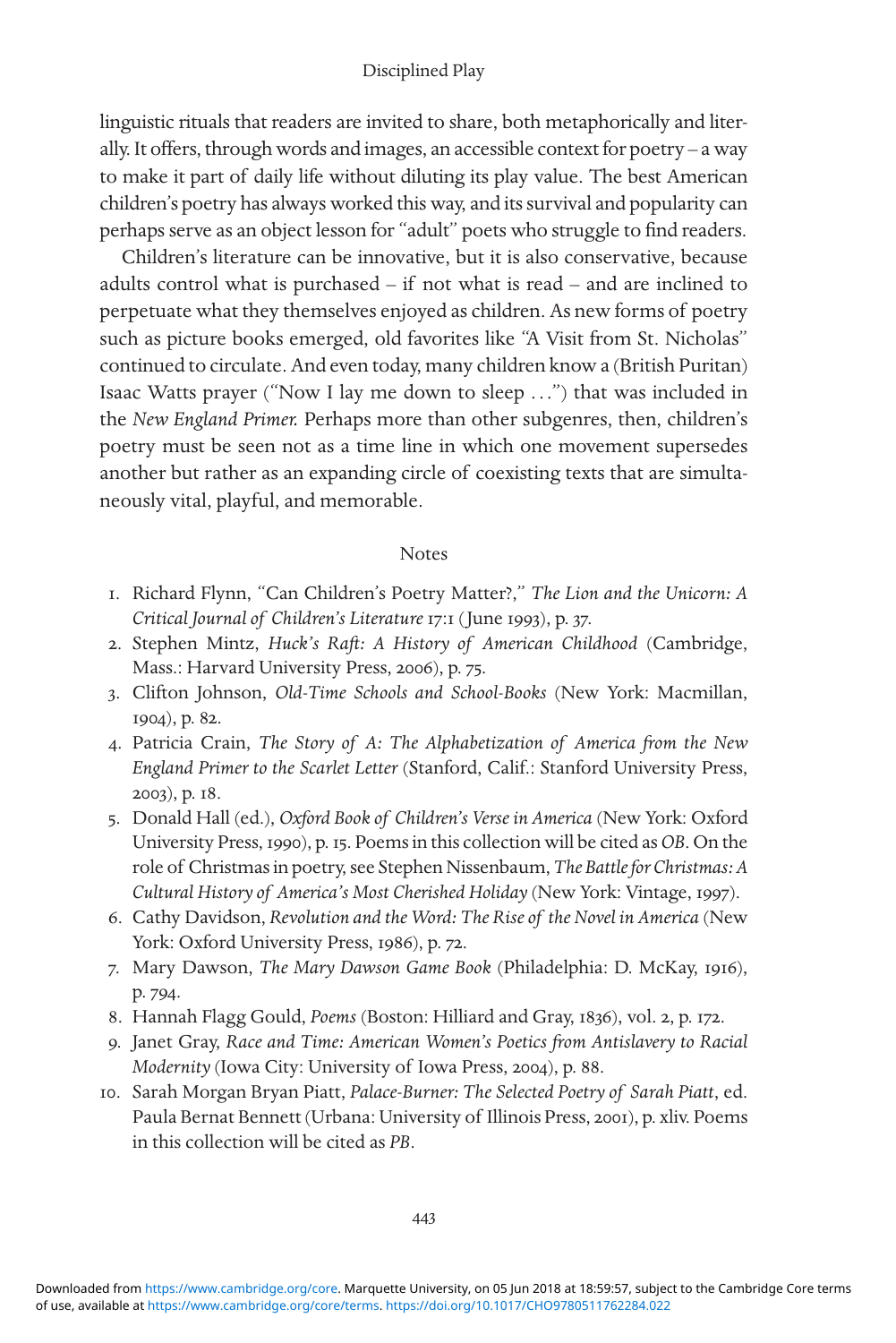linguistic rituals that readers are invited to share, both metaphorically and literally. It offers, through words and images, an accessible context for poetry – a way to make it part of daily life without diluting its play value. The best American children's poetry has always worked this way, and its survival and popularity can perhaps serve as an object lesson for "adult" poets who struggle to find readers.

Children's literature can be innovative, but it is also conservative, because adults control what is purchased – if not what is read – and are inclined to perpetuate what they themselves enjoyed as children. As new forms of poetry such as picture books emerged, old favorites like "A Visit from St. Nicholas" continued to circulate. And even today, many children know a (British Puritan) Isaac Watts prayer ("Now I lay me down to sleep ...") that was included in the *New England Primer.* Perhaps more than other subgenres, then, children's poetry must be seen not as a time line in which one movement supersedes another but rather as an expanding circle of coexisting texts that are simultaneously vital, playful, and memorable.

## Notes

1. Richard Flynn, "Can Children's Poetry Matter?," *The Lion and the Unicorn: A Critical Journal of Children's Literature* 17:1 (June 1993), p. 37.
2. Stephen Mintz, *Huck's Raft: A History of American Childhood* (Cambridge, Mass.: Harvard University Press, 2006), p. 75.
3. Clifton Johnson, *Old-Time Schools and School-Books* (New York: Macmillan, 1904), p. 82.
4. Patricia Crain, *The Story of A: The Alphabetization of America from the New England Primer to the Scarlet Letter* (Stanford, Calif.: Stanford University Press, 2003), p. 18.
5. Donald Hall (ed.), *Oxford Book of Children's Verse in America* (New York: Oxford University Press, 1990), p. 15. Poems in this collection will be cited as *OB*. On the role of Christmas in poetry, see Stephen Nissenbaum, *The Battle for Christmas: A Cultural History of America's Most Cherished Holiday* (New York: Vintage, 1997).
6. Cathy Davidson, *Revolution and the Word: The Rise of the Novel in America* (New York: Oxford University Press, 1986), p. 72.
7. Mary Dawson, *The Mary Dawson Game Book* (Philadelphia: D. McKay, 1916), p. 794.
8. Hannah Flagg Gould, *Poems* (Boston: Hilliard and Gray, 1836), vol. 2, p. 172.
9. Janet Gray, *Race and Time: American Women's Poetics from Antislavery to Racial Modernity* (Iowa City: University of Iowa Press, 2004), p. 88.
10. Sarah Morgan Bryan Piatt, *Palace-Burner: The Selected Poetry of Sarah Piatt*, ed. Paula Bernat Bennett (Urbana: University of Illinois Press, 2001), p. xliv. Poems in this collection will be cited as *PB*.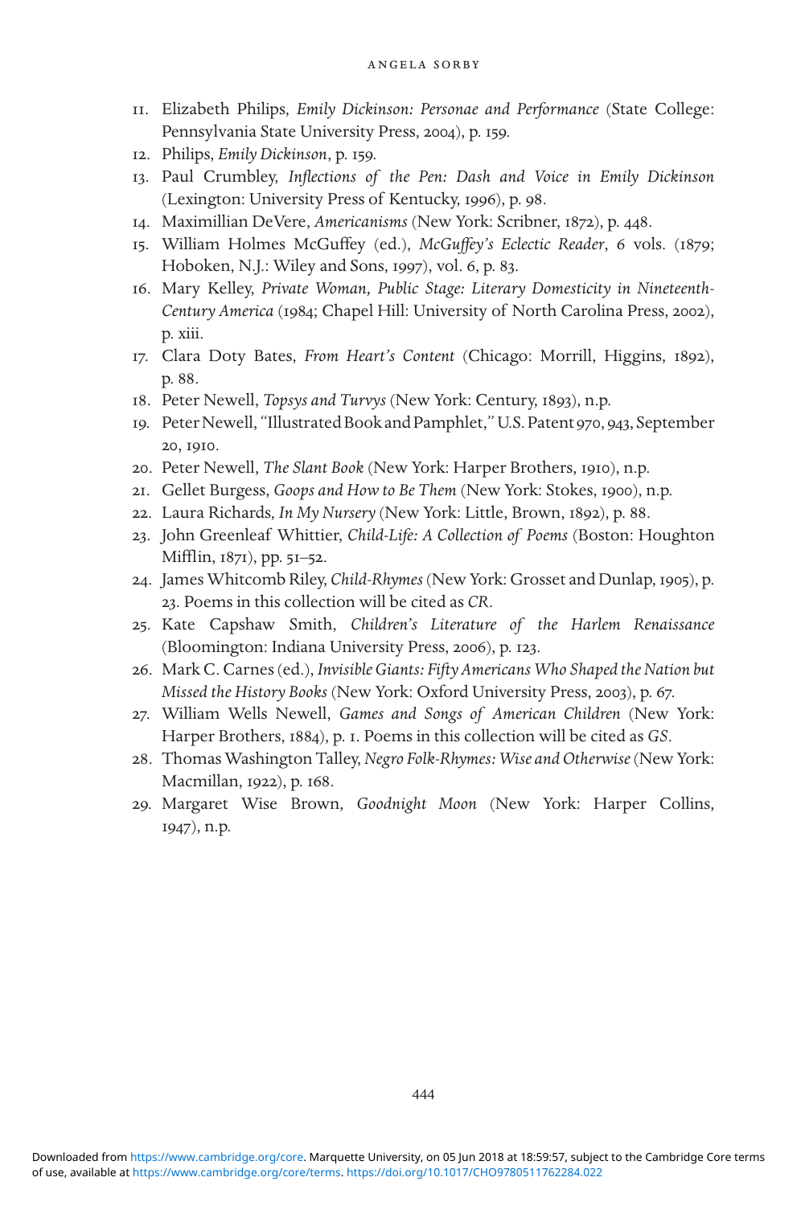11. Elizabeth Philips, *Emily Dickinson: Personae and Performance* (State College: Pennsylvania State University Press, 2004), p. 159.
12. Philips, *Emily Dickinson*, p. 159.
13. Paul Crumbley, *Inflections of the Pen: Dash and Voice in Emily Dickinson* (Lexington: University Press of Kentucky, 1996), p. 98.
14. Maximillian DeVere, *Americanisms* (New York: Scribner, 1872), p. 448.
15. William Holmes McGuffey (ed.), *McGuffey's Eclectic Reader*, 6 vols. (1879; Hoboken, N.J.: Wiley and Sons, 1997), vol. 6, p. 83.
16. Mary Kelley, *Private Woman, Public Stage: Literary Domesticity in Nineteenth-Century America* (1984; Chapel Hill: University of North Carolina Press, 2002), p. xiii.
17. Clara Doty Bates, *From Heart's Content* (Chicago: Morrill, Higgins, 1892), p. 88.
18. Peter Newell, *Topsys and Turvys* (New York: Century, 1893), n.p.
19. Peter Newell, "Illustrated Book and Pamphlet," U.S. Patent 970, 943, September 20, 1910.
20. Peter Newell, *The Slant Book* (New York: Harper Brothers, 1910), n.p.
21. Gellet Burgess, *Goops and How to Be Them* (New York: Stokes, 1900), n.p.
22. Laura Richards, *In My Nursery* (New York: Little, Brown, 1892), p. 88.
23. John Greenleaf Whittier, *Child-Life: A Collection of Poems* (Boston: Houghton Mifflin, 1871), pp. 51–52.
24. James Whitcomb Riley, *Child-Rhymes* (New York: Grosset and Dunlap, 1905), p. 23. Poems in this collection will be cited as *CR*.
25. Kate Capshaw Smith, *Children's Literature of the Harlem Renaissance* (Bloomington: Indiana University Press, 2006), p. 123.
26. Mark C. Carnes (ed.), *Invisible Giants: Fifty Americans Who Shaped the Nation but Missed the History Books* (New York: Oxford University Press, 2003), p. 67.
27. William Wells Newell, *Games and Songs of American Children* (New York: Harper Brothers, 1884), p. 1. Poems in this collection will be cited as *GS*.
28. Thomas Washington Talley, *Negro Folk-Rhymes: Wise and Otherwise* (New York: Macmillan, 1922), p. 168.
29. Margaret Wise Brown, *Goodnight Moon* (New York: Harper Collins, 1947), n.p.